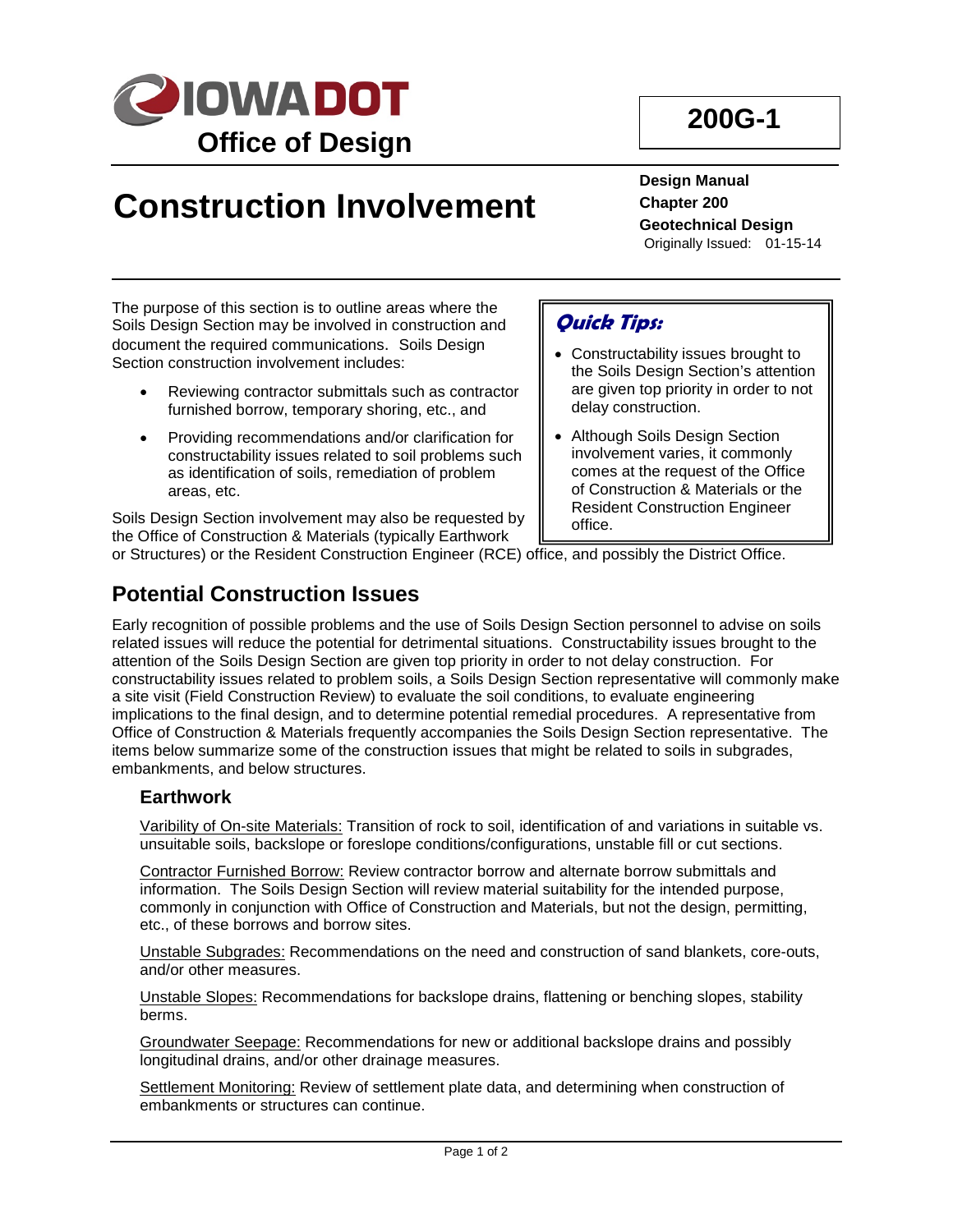IOWADOT
Office of Design

**200G-1**

# Construction Involvement

**Design Manual**
**Chapter 200**
**Geotechnical Design**
Originally Issued: 01-15-14

The purpose of this section is to outline areas where the Soils Design Section may be involved in construction and document the required communications. Soils Design Section construction involvement includes:

- Reviewing contractor submittals such as contractor furnished borrow, temporary shoring, etc., and
- Providing recommendations and/or clarification for constructability issues related to soil problems such as identification of soils, remediation of problem areas, etc.

Soils Design Section involvement may also be requested by the Office of Construction & Materials (typically Earthwork or Structures) or the Resident Construction Engineer (RCE) office, and possibly the District Office.

> ***Quick Tips:***
>
> - Constructability issues brought to the Soils Design Section's attention are given top priority in order to not delay construction.
> - Although Soils Design Section involvement varies, it commonly comes at the request of the Office of Construction & Materials or the Resident Construction Engineer office.

## Potential Construction Issues

Early recognition of possible problems and the use of Soils Design Section personnel to advise on soils related issues will reduce the potential for detrimental situations. Constructability issues brought to the attention of the Soils Design Section are given top priority in order to not delay construction. For constructability issues related to problem soils, a Soils Design Section representative will commonly make a site visit (Field Construction Review) to evaluate the soil conditions, to evaluate engineering implications to the final design, and to determine potential remedial procedures. A representative from Office of Construction & Materials frequently accompanies the Soils Design Section representative. The items below summarize some of the construction issues that might be related to soils in subgrades, embankments, and below structures.

### Earthwork

Varibility of On-site Materials: Transition of rock to soil, identification of and variations in suitable vs. unsuitable soils, backslope or foreslope conditions/configurations, unstable fill or cut sections.

Contractor Furnished Borrow: Review contractor borrow and alternate borrow submittals and information. The Soils Design Section will review material suitability for the intended purpose, commonly in conjunction with Office of Construction and Materials, but not the design, permitting, etc., of these borrows and borrow sites.

Unstable Subgrades: Recommendations on the need and construction of sand blankets, core-outs, and/or other measures.

Unstable Slopes: Recommendations for backslope drains, flattening or benching slopes, stability berms.

Groundwater Seepage: Recommendations for new or additional backslope drains and possibly longitudinal drains, and/or other drainage measures.

Settlement Monitoring: Review of settlement plate data, and determining when construction of embankments or structures can continue.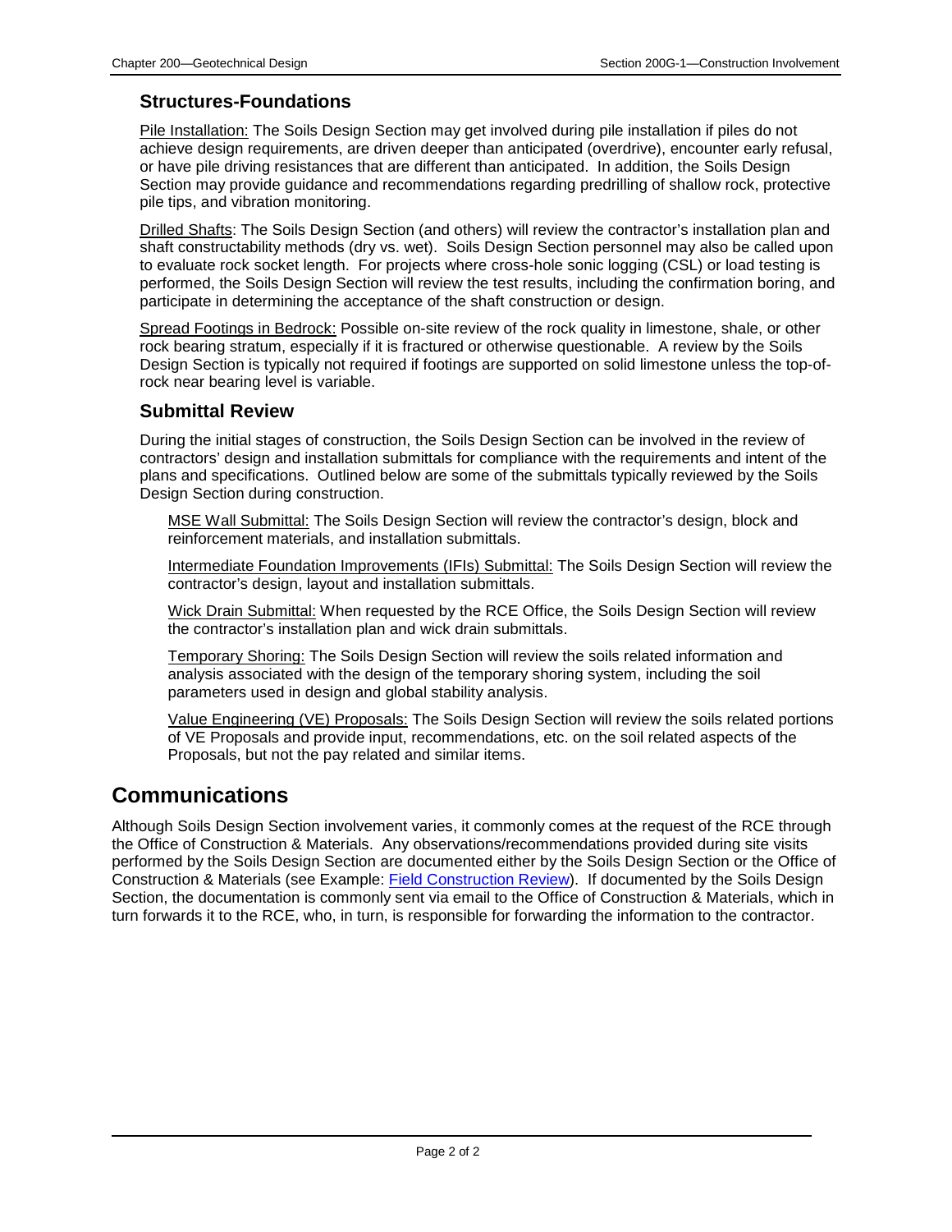### Structures-Foundations

Pile Installation: The Soils Design Section may get involved during pile installation if piles do not achieve design requirements, are driven deeper than anticipated (overdrive), encounter early refusal, or have pile driving resistances that are different than anticipated. In addition, the Soils Design Section may provide guidance and recommendations regarding predrilling of shallow rock, protective pile tips, and vibration monitoring.

Drilled Shafts: The Soils Design Section (and others) will review the contractor's installation plan and shaft constructability methods (dry vs. wet). Soils Design Section personnel may also be called upon to evaluate rock socket length. For projects where cross-hole sonic logging (CSL) or load testing is performed, the Soils Design Section will review the test results, including the confirmation boring, and participate in determining the acceptance of the shaft construction or design.

Spread Footings in Bedrock: Possible on-site review of the rock quality in limestone, shale, or other rock bearing stratum, especially if it is fractured or otherwise questionable. A review by the Soils Design Section is typically not required if footings are supported on solid limestone unless the top-of-rock near bearing level is variable.

### Submittal Review

During the initial stages of construction, the Soils Design Section can be involved in the review of contractors' design and installation submittals for compliance with the requirements and intent of the plans and specifications. Outlined below are some of the submittals typically reviewed by the Soils Design Section during construction.

MSE Wall Submittal: The Soils Design Section will review the contractor's design, block and reinforcement materials, and installation submittals.

Intermediate Foundation Improvements (IFIs) Submittal: The Soils Design Section will review the contractor's design, layout and installation submittals.

Wick Drain Submittal: When requested by the RCE Office, the Soils Design Section will review the contractor's installation plan and wick drain submittals.

Temporary Shoring: The Soils Design Section will review the soils related information and analysis associated with the design of the temporary shoring system, including the soil parameters used in design and global stability analysis.

Value Engineering (VE) Proposals: The Soils Design Section will review the soils related portions of VE Proposals and provide input, recommendations, etc. on the soil related aspects of the Proposals, but not the pay related and similar items.

## Communications

Although Soils Design Section involvement varies, it commonly comes at the request of the RCE through the Office of Construction & Materials. Any observations/recommendations provided during site visits performed by the Soils Design Section are documented either by the Soils Design Section or the Office of Construction & Materials (see Example: Field Construction Review). If documented by the Soils Design Section, the documentation is commonly sent via email to the Office of Construction & Materials, which in turn forwards it to the RCE, who, in turn, is responsible for forwarding the information to the contractor.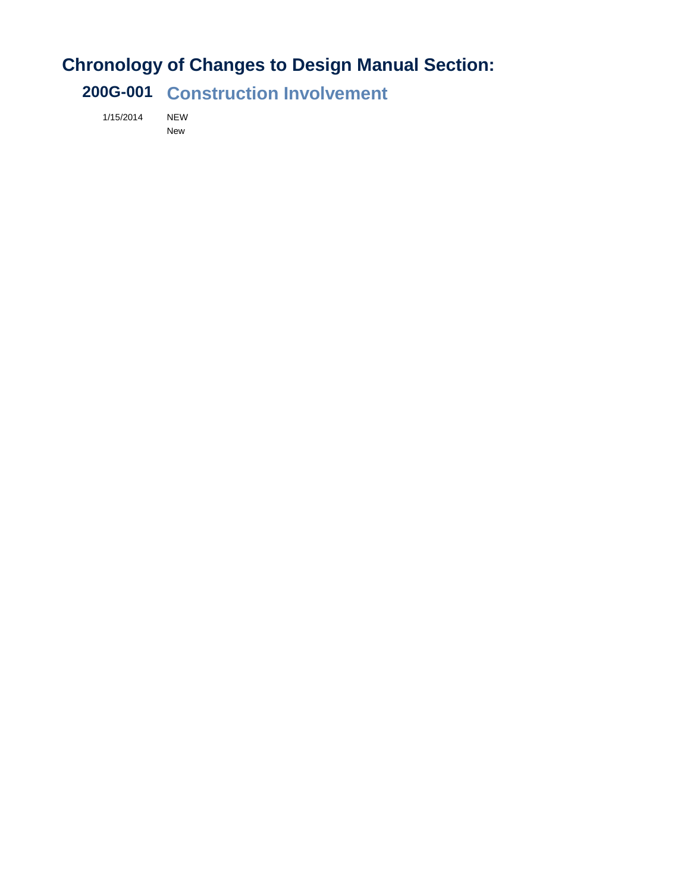# Chronology of Changes to Design Manual Section:

## 200G-001 Construction Involvement

1/15/2014 NEW

New